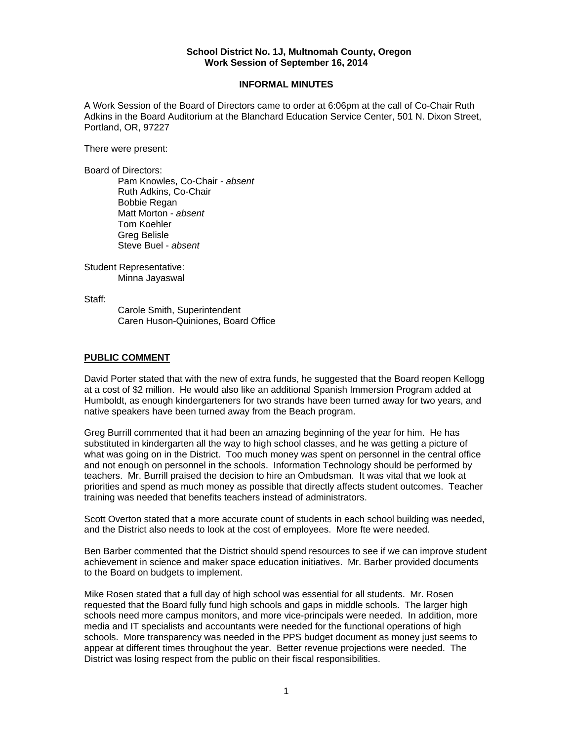**School District No. 1J, Multnomah County, Oregon**
**Work Session of September 16, 2014**

**INFORMAL MINUTES**

A Work Session of the Board of Directors came to order at 6:06pm at the call of Co-Chair Ruth Adkins in the Board Auditorium at the Blanchard Education Service Center, 501 N. Dixon Street, Portland, OR, 97227

There were present:

Board of Directors:
- Pam Knowles, Co-Chair - *absent*
- Ruth Adkins, Co-Chair
- Bobbie Regan
- Matt Morton - *absent*
- Tom Koehler
- Greg Belisle
- Steve Buel - *absent*

Student Representative:
- Minna Jayaswal

Staff:
- Carole Smith, Superintendent
- Caren Huson-Quiniones, Board Office

**PUBLIC COMMENT**

David Porter stated that with the new of extra funds, he suggested that the Board reopen Kellogg at a cost of $2 million. He would also like an additional Spanish Immersion Program added at Humboldt, as enough kindergarteners for two strands have been turned away for two years, and native speakers have been turned away from the Beach program.

Greg Burrill commented that it had been an amazing beginning of the year for him. He has substituted in kindergarten all the way to high school classes, and he was getting a picture of what was going on in the District. Too much money was spent on personnel in the central office and not enough on personnel in the schools. Information Technology should be performed by teachers. Mr. Burrill praised the decision to hire an Ombudsman. It was vital that we look at priorities and spend as much money as possible that directly affects student outcomes. Teacher training was needed that benefits teachers instead of administrators.

Scott Overton stated that a more accurate count of students in each school building was needed, and the District also needs to look at the cost of employees. More fte were needed.

Ben Barber commented that the District should spend resources to see if we can improve student achievement in science and maker space education initiatives. Mr. Barber provided documents to the Board on budgets to implement.

Mike Rosen stated that a full day of high school was essential for all students. Mr. Rosen requested that the Board fully fund high schools and gaps in middle schools. The larger high schools need more campus monitors, and more vice-principals were needed. In addition, more media and IT specialists and accountants were needed for the functional operations of high schools. More transparency was needed in the PPS budget document as money just seems to appear at different times throughout the year. Better revenue projections were needed. The District was losing respect from the public on their fiscal responsibilities.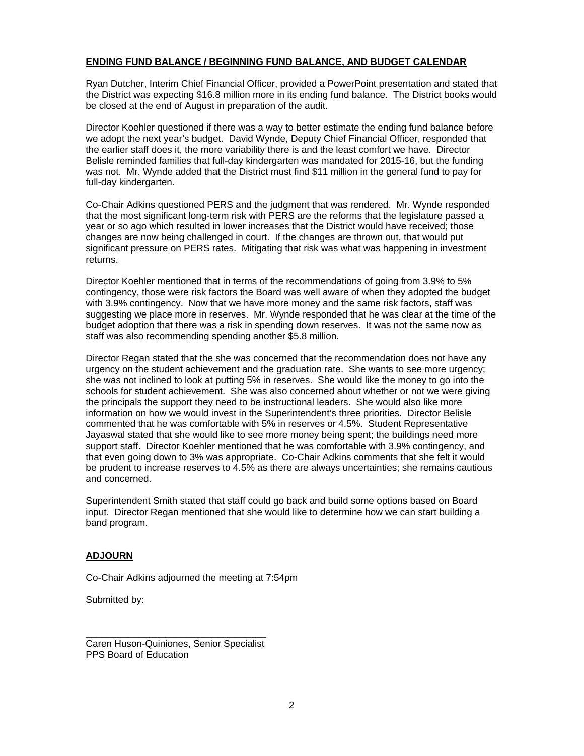**ENDING FUND BALANCE / BEGINNING FUND BALANCE, AND BUDGET CALENDAR**

Ryan Dutcher, Interim Chief Financial Officer, provided a PowerPoint presentation and stated that the District was expecting $16.8 million more in its ending fund balance. The District books would be closed at the end of August in preparation of the audit.

Director Koehler questioned if there was a way to better estimate the ending fund balance before we adopt the next year's budget. David Wynde, Deputy Chief Financial Officer, responded that the earlier staff does it, the more variability there is and the least comfort we have. Director Belisle reminded families that full-day kindergarten was mandated for 2015-16, but the funding was not. Mr. Wynde added that the District must find $11 million in the general fund to pay for full-day kindergarten.

Co-Chair Adkins questioned PERS and the judgment that was rendered. Mr. Wynde responded that the most significant long-term risk with PERS are the reforms that the legislature passed a year or so ago which resulted in lower increases that the District would have received; those changes are now being challenged in court. If the changes are thrown out, that would put significant pressure on PERS rates. Mitigating that risk was what was happening in investment returns.

Director Koehler mentioned that in terms of the recommendations of going from 3.9% to 5% contingency, those were risk factors the Board was well aware of when they adopted the budget with 3.9% contingency. Now that we have more money and the same risk factors, staff was suggesting we place more in reserves. Mr. Wynde responded that he was clear at the time of the budget adoption that there was a risk in spending down reserves. It was not the same now as staff was also recommending spending another $5.8 million.

Director Regan stated that the she was concerned that the recommendation does not have any urgency on the student achievement and the graduation rate. She wants to see more urgency; she was not inclined to look at putting 5% in reserves. She would like the money to go into the schools for student achievement. She was also concerned about whether or not we were giving the principals the support they need to be instructional leaders. She would also like more information on how we would invest in the Superintendent's three priorities. Director Belisle commented that he was comfortable with 5% in reserves or 4.5%. Student Representative Jayaswal stated that she would like to see more money being spent; the buildings need more support staff. Director Koehler mentioned that he was comfortable with 3.9% contingency, and that even going down to 3% was appropriate. Co-Chair Adkins comments that she felt it would be prudent to increase reserves to 4.5% as there are always uncertainties; she remains cautious and concerned.

Superintendent Smith stated that staff could go back and build some options based on Board input. Director Regan mentioned that she would like to determine how we can start building a band program.

**ADJOURN**

Co-Chair Adkins adjourned the meeting at 7:54pm

Submitted by:

\_\_\_\_\_\_\_\_\_\_\_\_\_\_\_\_\_\_\_\_\_\_\_\_\_\_\_\_\_\_\_\_\_\_\_\_
Caren Huson-Quiniones, Senior Specialist
PPS Board of Education